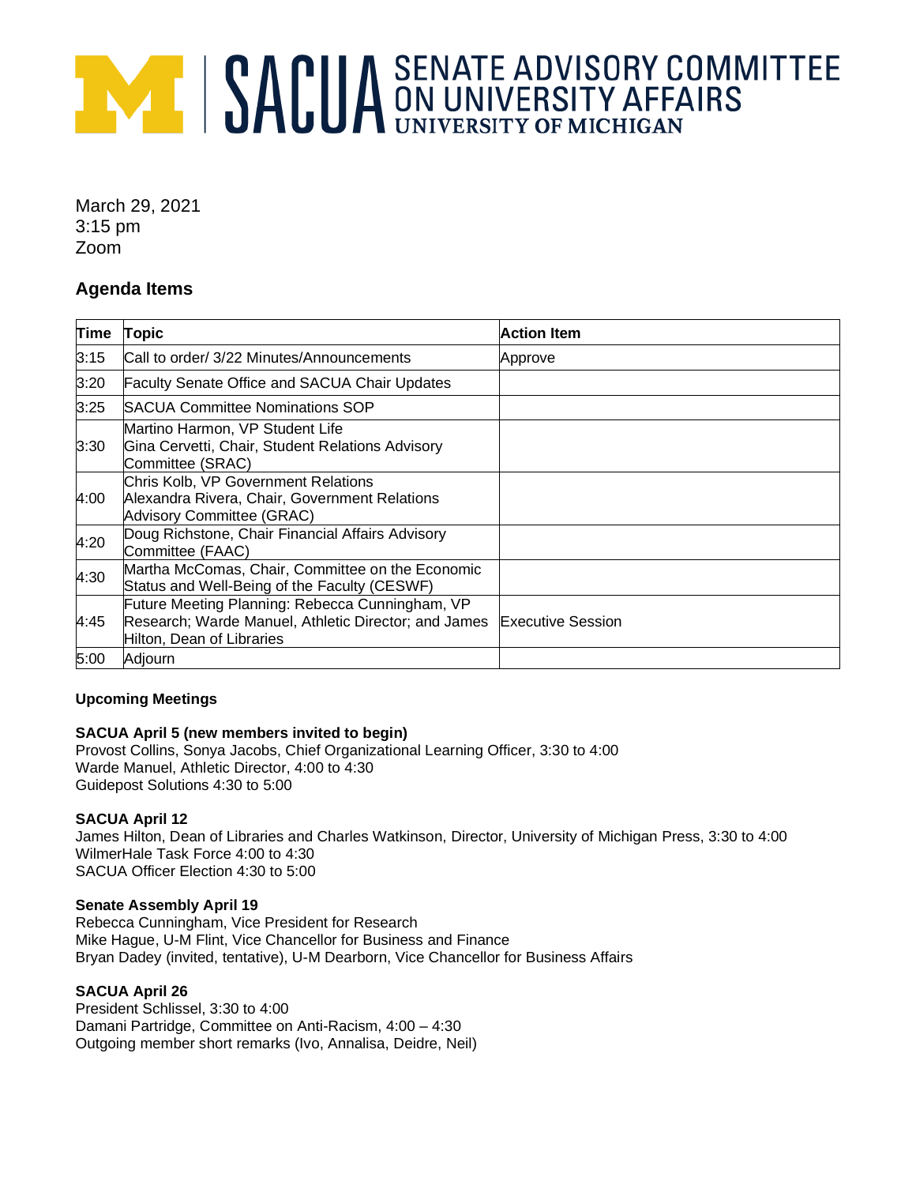# SACUA SENATE ADVISORY COMMITTEE ON UNIVERSITY AFFAIRS
UNIVERSITY OF MICHIGAN

March 29, 2021
3:15 pm
Zoom

## Agenda Items

| Time | Topic | Action Item |
|---|---|---|
| 3:15 | Call to order/ 3/22 Minutes/Announcements | Approve |
| 3:20 | Faculty Senate Office and SACUA Chair Updates | |
| 3:25 | SACUA Committee Nominations SOP | |
| 3:30 | Martino Harmon, VP Student Life<br>Gina Cervetti, Chair, Student Relations Advisory Committee (SRAC) | |
| 4:00 | Chris Kolb, VP Government Relations<br>Alexandra Rivera, Chair, Government Relations Advisory Committee (GRAC) | |
| 4:20 | Doug Richstone, Chair Financial Affairs Advisory Committee (FAAC) | |
| 4:30 | Martha McComas, Chair, Committee on the Economic Status and Well-Being of the Faculty (CESWF) | |
| 4:45 | Future Meeting Planning: Rebecca Cunningham, VP Research; Warde Manuel, Athletic Director; and James Hilton, Dean of Libraries | Executive Session |
| 5:00 | Adjourn | |

**Upcoming Meetings**

**SACUA April 5 (new members invited to begin)**
Provost Collins, Sonya Jacobs, Chief Organizational Learning Officer, 3:30 to 4:00
Warde Manuel, Athletic Director, 4:00 to 4:30
Guidepost Solutions 4:30 to 5:00

**SACUA April 12**
James Hilton, Dean of Libraries and Charles Watkinson, Director, University of Michigan Press, 3:30 to 4:00
WilmerHale Task Force 4:00 to 4:30
SACUA Officer Election 4:30 to 5:00

**Senate Assembly April 19**
Rebecca Cunningham, Vice President for Research
Mike Hague, U-M Flint, Vice Chancellor for Business and Finance
Bryan Dadey (invited, tentative), U-M Dearborn, Vice Chancellor for Business Affairs

**SACUA April 26**
President Schlissel, 3:30 to 4:00
Damani Partridge, Committee on Anti-Racism, 4:00 – 4:30
Outgoing member short remarks (Ivo, Annalisa, Deidre, Neil)